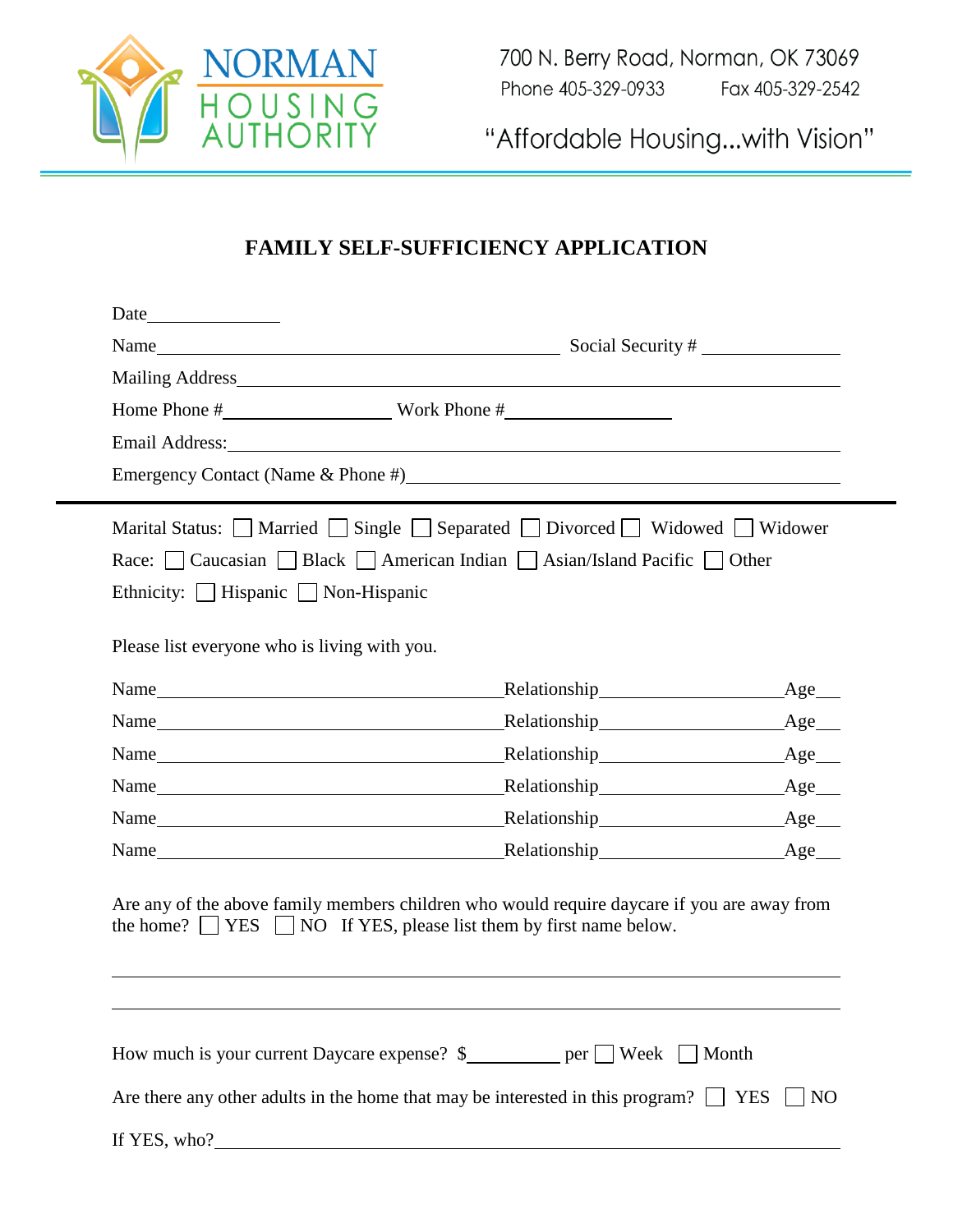NORMAN HOUSING AUTHORITY

700 N. Berry Road, Norman, OK 73069
Phone 405-329-0933 Fax 405-329-2542

"Affordable Housing...with Vision"

# FAMILY SELF-SUFFICIENCY APPLICATION

Date_______________

Name_____________________________________________ Social Security # _______________

Mailing Address_______________________________________________________________

Home Phone #__________________ Work Phone #__________________

Email Address:_________________________________________________________________

Emergency Contact (Name & Phone #)___________________________________________

---

Marital Status: ☐ Married ☐ Single ☐ Separated ☐ Divorced ☐ Widowed ☐ Widower

Race: ☐ Caucasian ☐ Black ☐ American Indian ☐ Asian/Island Pacific ☐ Other

Ethnicity: ☐ Hispanic ☐ Non-Hispanic

Please list everyone who is living with you.

Name______________________________________Relationship____________________Age___

Name______________________________________Relationship____________________Age___

Name______________________________________Relationship____________________Age___

Name______________________________________Relationship____________________Age___

Name______________________________________Relationship____________________Age___

Name______________________________________Relationship____________________Age___

Are any of the above family members children who would require daycare if you are away from the home? ☐ YES ☐ NO If YES, please list them by first name below.

_______________________________________________________________________________

_______________________________________________________________________________

How much is your current Daycare expense? $__________ per ☐ Week ☐ Month

Are there any other adults in the home that may be interested in this program? ☐ YES ☐ NO

If YES, who?___________________________________________________________________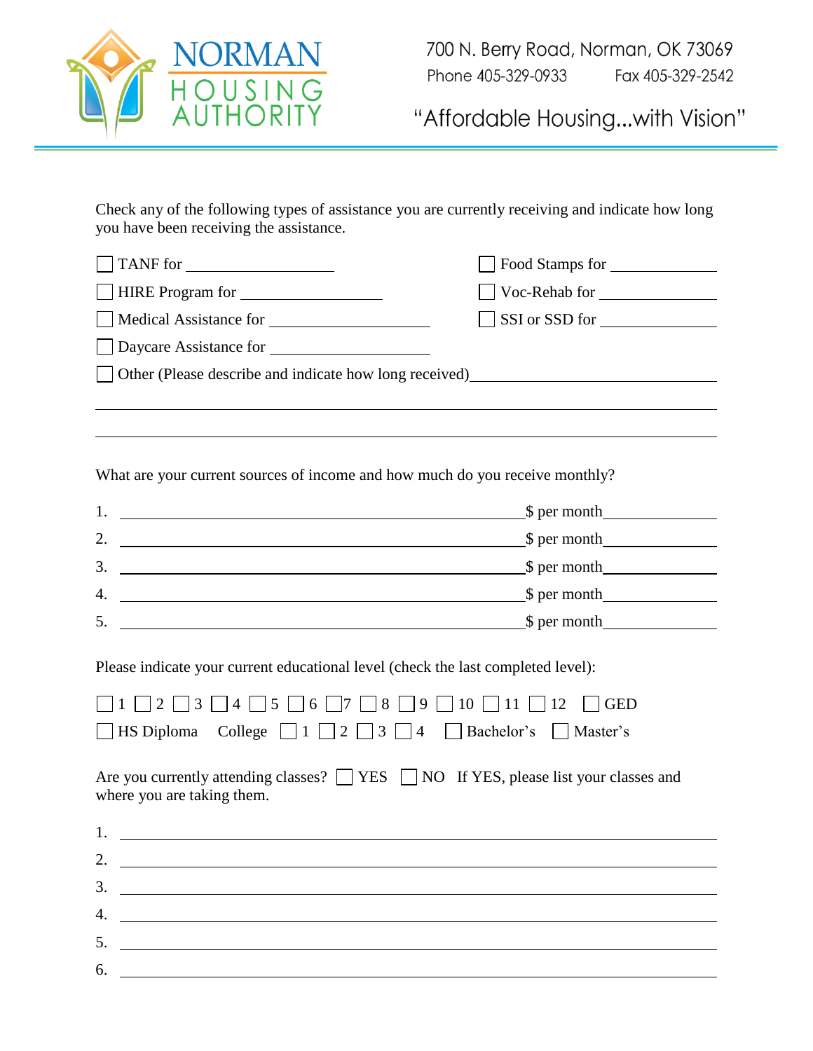Check any of the following types of assistance you are currently receiving and indicate how long you have been receiving the assistance.

☐ TANF for ____________________ ☐ Food Stamps for ____________________

☐ HIRE Program for ____________________ ☐ Voc-Rehab for ____________________

☐ Medical Assistance for ____________________ ☐ SSI or SSD for ____________________

☐ Daycare Assistance for ____________________

☐ Other (Please describe and indicate how long received)____________________

____________________________________________________________

____________________________________________________________

What are your current sources of income and how much do you receive monthly?

1. ____________________________________________ $ per month____________
2. ____________________________________________ $ per month____________
3. ____________________________________________ $ per month____________
4. ____________________________________________ $ per month____________
5. ____________________________________________ $ per month____________

Please indicate your current educational level (check the last completed level):

☐ 1 ☐ 2 ☐ 3 ☐ 4 ☐ 5 ☐ 6 ☐ 7 ☐ 8 ☐ 9 ☐ 10 ☐ 11 ☐ 12 ☐ GED

☐ HS Diploma College ☐ 1 ☐ 2 ☐ 3 ☐ 4 ☐ Bachelor's ☐ Master's

Are you currently attending classes? ☐ YES ☐ NO If YES, please list your classes and where you are taking them.

1. ____________________________________________________________
2. ____________________________________________________________
3. ____________________________________________________________
4. ____________________________________________________________
5. ____________________________________________________________
6. ____________________________________________________________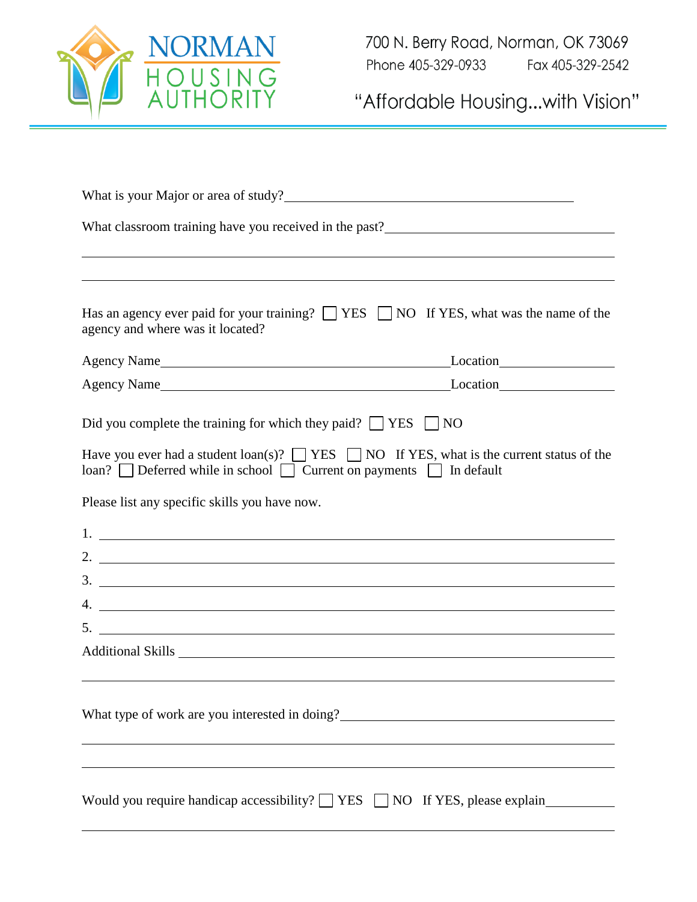What is your Major or area of study?________________________________________

What classroom training have you received in the past?______________________________

_______________________________________________________________________

_______________________________________________________________________

Has an agency ever paid for your training? ☐ YES ☐ NO If YES, what was the name of the agency and where was it located?

Agency Name________________________________________Location_______________

Agency Name________________________________________Location_______________

Did you complete the training for which they paid? ☐ YES ☐ NO

Have you ever had a student loan(s)? ☐ YES ☐ NO If YES, what is the current status of the loan? ☐ Deferred while in school ☐ Current on payments ☐ In default

Please list any specific skills you have now.

1. _____________________________________________________________________
2. _____________________________________________________________________
3. _____________________________________________________________________
4. _____________________________________________________________________
5. _____________________________________________________________________

Additional Skills ____________________________________________________________

_______________________________________________________________________

What type of work are you interested in doing?_____________________________________

_______________________________________________________________________

_______________________________________________________________________

Would you require handicap accessibility? ☐ YES ☐ NO If YES, please explain__________

_______________________________________________________________________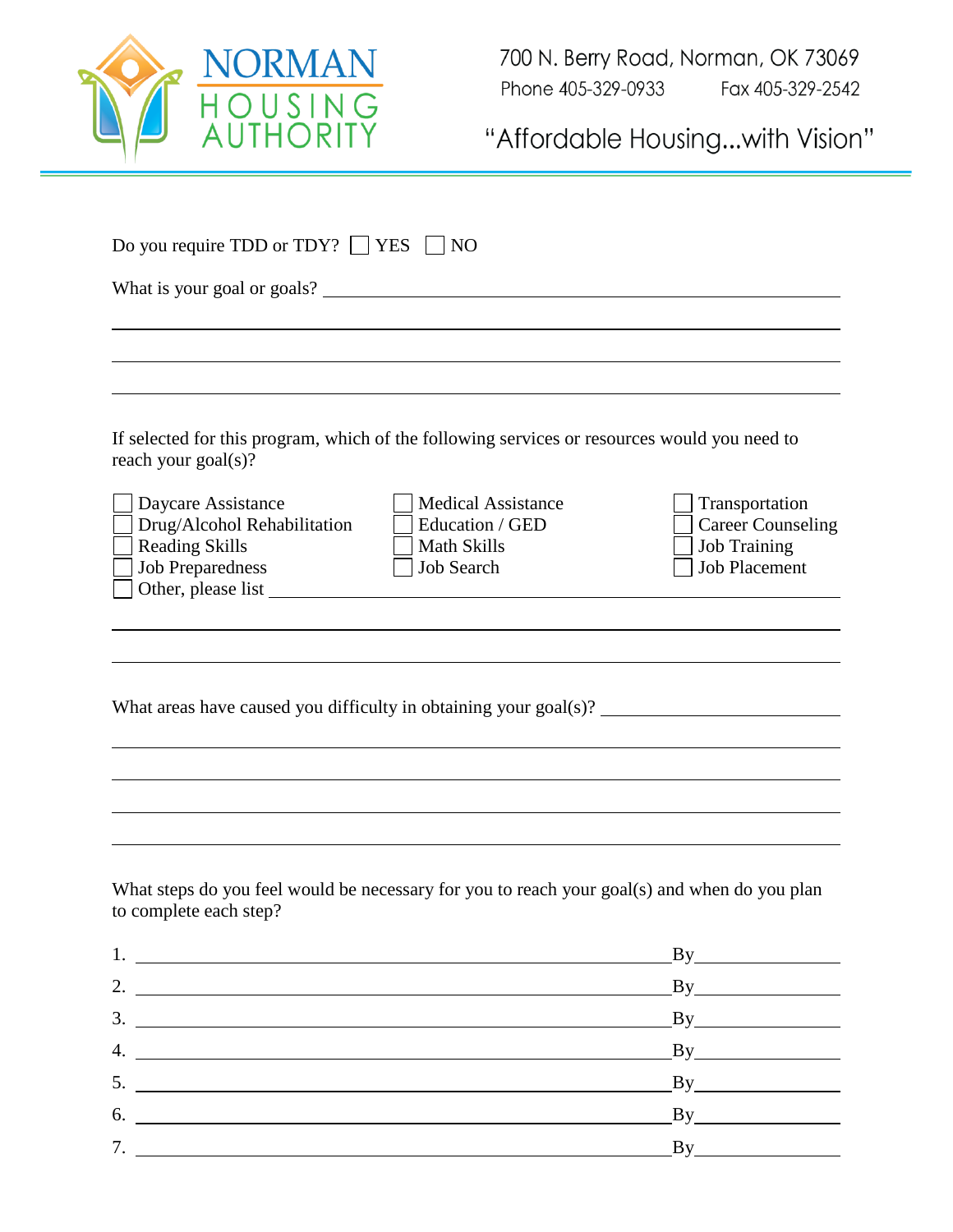**NORMAN HOUSING AUTHORITY**

700 N. Berry Road, Norman, OK 73069
Phone 405-329-0933 Fax 405-329-2542

"Affordable Housing...with Vision"

Do you require TDD or TDY? ☐ YES ☐ NO

What is your goal or goals? ______________________________________________

______________________________________________________________________

______________________________________________________________________

______________________________________________________________________

If selected for this program, which of the following services or resources would you need to reach your goal(s)?

| | | |
|---|---|---|
| ☐ Daycare Assistance | ☐ Medical Assistance | ☐ Transportation |
| ☐ Drug/Alcohol Rehabilitation | ☐ Education / GED | ☐ Career Counseling |
| ☐ Reading Skills | ☐ Math Skills | ☐ Job Training |
| ☐ Job Preparedness | ☐ Job Search | ☐ Job Placement |

☐ Other, please list ______________________________________________________

______________________________________________________________________

______________________________________________________________________

What areas have caused you difficulty in obtaining your goal(s)? ________________________

______________________________________________________________________

______________________________________________________________________

______________________________________________________________________

______________________________________________________________________

What steps do you feel would be necessary for you to reach your goal(s) and when do you plan to complete each step?

1. ______________________________________________ By______________
2. ______________________________________________ By______________
3. ______________________________________________ By______________
4. ______________________________________________ By______________
5. ______________________________________________ By______________
6. ______________________________________________ By______________
7. ______________________________________________ By______________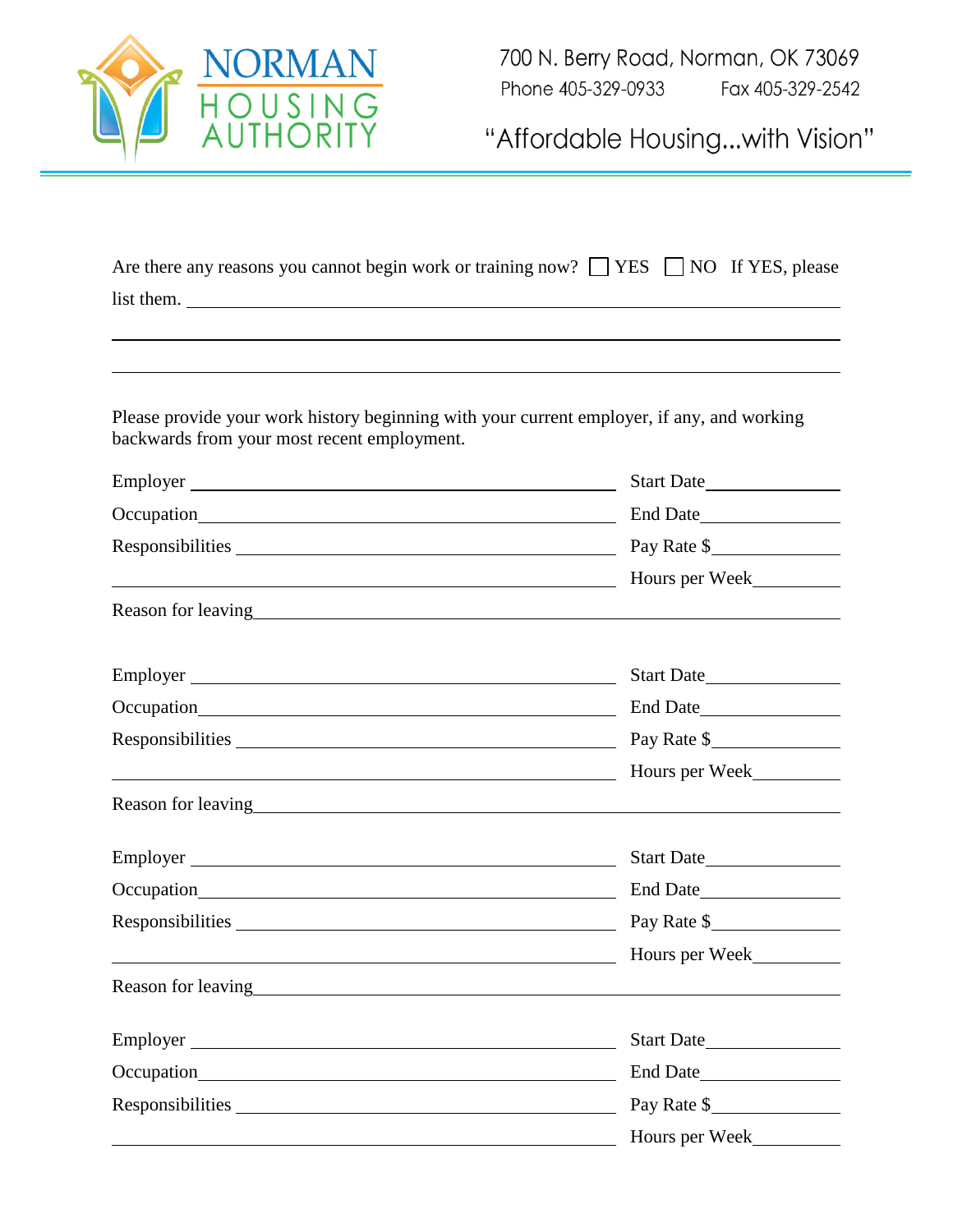Are there any reasons you cannot begin work or training now? ☐ YES ☐ NO If YES, please list them. ____________________________________________

____________________________________________

____________________________________________

Please provide your work history beginning with your current employer, if any, and working backwards from your most recent employment.

Employer ______________________________ Start Date__________

Occupation______________________________ End Date__________

Responsibilities ______________________________ Pay Rate $__________

______________________________ Hours per Week__________

Reason for leaving______________________________

Employer ______________________________ Start Date__________

Occupation______________________________ End Date__________

Responsibilities ______________________________ Pay Rate $__________

______________________________ Hours per Week__________

Reason for leaving______________________________

Employer ______________________________ Start Date__________

Occupation______________________________ End Date__________

Responsibilities ______________________________ Pay Rate $__________

______________________________ Hours per Week__________

Reason for leaving______________________________

Employer ______________________________ Start Date__________

Occupation______________________________ End Date__________

Responsibilities ______________________________ Pay Rate $__________

______________________________ Hours per Week__________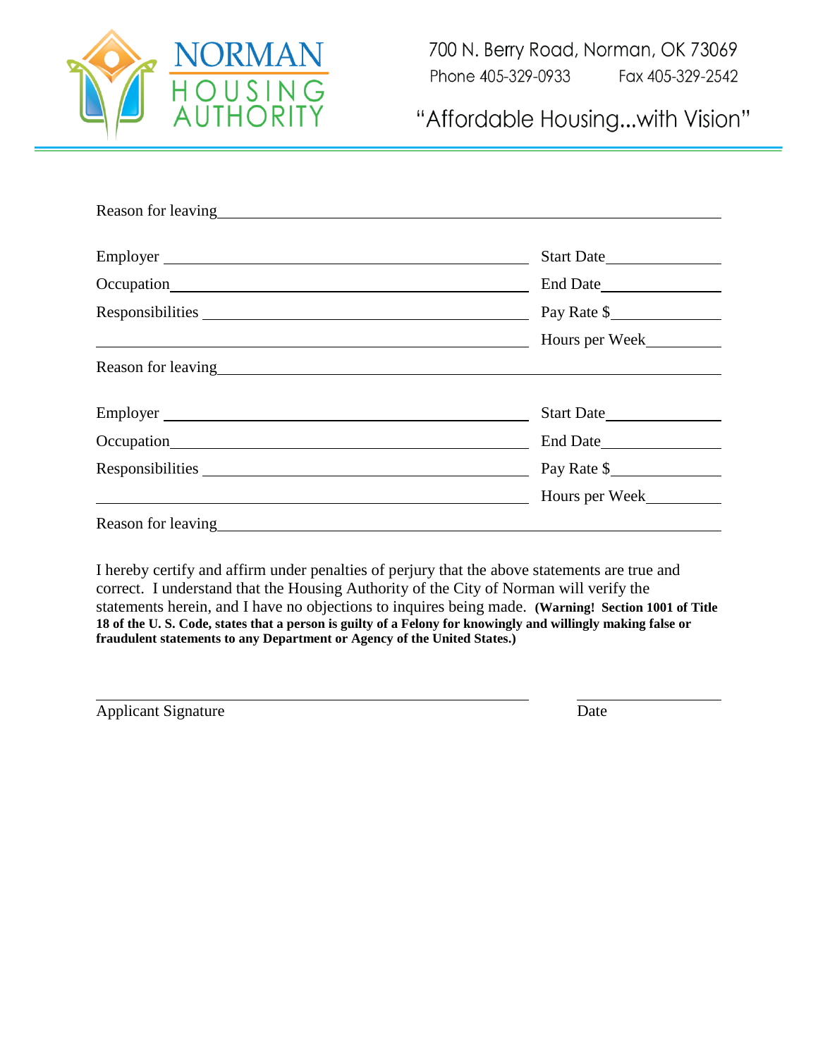NORMAN HOUSING AUTHORITY

700 N. Berry Road, Norman, OK 73069

Phone 405-329-0933 Fax 405-329-2542

"Affordable Housing...with Vision"

Reason for leaving\_\_\_\_\_\_\_\_\_\_\_\_\_\_\_\_\_\_\_\_\_\_\_\_\_\_\_\_\_\_\_\_\_\_\_\_\_\_\_\_\_\_\_\_\_\_\_\_\_\_\_\_

Employer \_\_\_\_\_\_\_\_\_\_\_\_\_\_\_\_\_\_\_\_\_\_\_\_\_\_\_\_\_\_\_\_\_\_\_\_\_\_ Start Date\_\_\_\_\_\_\_\_\_\_\_\_

Occupation\_\_\_\_\_\_\_\_\_\_\_\_\_\_\_\_\_\_\_\_\_\_\_\_\_\_\_\_\_\_\_\_\_\_\_\_\_\_ End Date\_\_\_\_\_\_\_\_\_\_\_\_

Responsibilities \_\_\_\_\_\_\_\_\_\_\_\_\_\_\_\_\_\_\_\_\_\_\_\_\_\_\_\_\_\_\_\_\_\_ Pay Rate $\_\_\_\_\_\_\_\_\_\_\_\_

\_\_\_\_\_\_\_\_\_\_\_\_\_\_\_\_\_\_\_\_\_\_\_\_\_\_\_\_\_\_\_\_\_\_\_\_\_\_\_\_\_\_\_\_\_\_\_\_\_\_ Hours per Week\_\_\_\_\_\_\_\_

Reason for leaving\_\_\_\_\_\_\_\_\_\_\_\_\_\_\_\_\_\_\_\_\_\_\_\_\_\_\_\_\_\_\_\_\_\_\_\_\_\_\_\_\_\_\_\_\_\_\_\_\_\_\_\_

Employer \_\_\_\_\_\_\_\_\_\_\_\_\_\_\_\_\_\_\_\_\_\_\_\_\_\_\_\_\_\_\_\_\_\_\_\_\_\_ Start Date\_\_\_\_\_\_\_\_\_\_\_\_

Occupation\_\_\_\_\_\_\_\_\_\_\_\_\_\_\_\_\_\_\_\_\_\_\_\_\_\_\_\_\_\_\_\_\_\_\_\_\_\_ End Date\_\_\_\_\_\_\_\_\_\_\_\_

Responsibilities \_\_\_\_\_\_\_\_\_\_\_\_\_\_\_\_\_\_\_\_\_\_\_\_\_\_\_\_\_\_\_\_\_\_ Pay Rate $\_\_\_\_\_\_\_\_\_\_\_\_

\_\_\_\_\_\_\_\_\_\_\_\_\_\_\_\_\_\_\_\_\_\_\_\_\_\_\_\_\_\_\_\_\_\_\_\_\_\_\_\_\_\_\_\_\_\_\_\_\_\_ Hours per Week\_\_\_\_\_\_\_\_

Reason for leaving\_\_\_\_\_\_\_\_\_\_\_\_\_\_\_\_\_\_\_\_\_\_\_\_\_\_\_\_\_\_\_\_\_\_\_\_\_\_\_\_\_\_\_\_\_\_\_\_\_\_\_\_

I hereby certify and affirm under penalties of perjury that the above statements are true and correct. I understand that the Housing Authority of the City of Norman will verify the statements herein, and I have no objections to inquires being made. **(Warning! Section 1001 of Title 18 of the U. S. Code, states that a person is guilty of a Felony for knowingly and willingly making false or fraudulent statements to any Department or Agency of the United States.)**

\_\_\_\_\_\_\_\_\_\_\_\_\_\_\_\_\_\_\_\_\_\_\_\_\_\_\_\_\_\_\_\_\_\_\_\_\_\_\_\_\_\_\_\_ \_\_\_\_\_\_\_\_\_\_\_\_\_\_\_\_

Applicant Signature Date